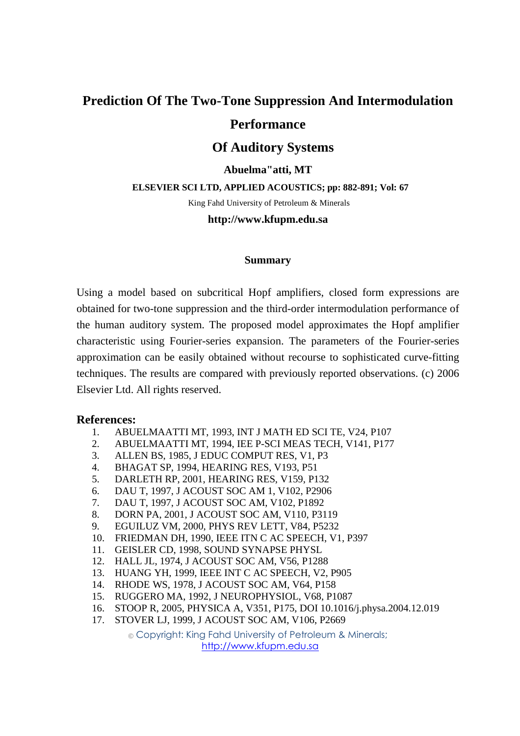# Prediction Of The Two-Tone Suppression And Intermodulation Performance Of Auditory Systems

**Abuelma"atti, MT**

**ELSEVIER SCI LTD, APPLIED ACOUSTICS; pp: 882-891; Vol: 67**

King Fahd University of Petroleum & Minerals

**http://www.kfupm.edu.sa**

## Summary

Using a model based on subcritical Hopf amplifiers, closed form expressions are obtained for two-tone suppression and the third-order intermodulation performance of the human auditory system. The proposed model approximates the Hopf amplifier characteristic using Fourier-series expansion. The parameters of the Fourier-series approximation can be easily obtained without recourse to sophisticated curve-fitting techniques. The results are compared with previously reported observations. (c) 2006 Elsevier Ltd. All rights reserved.

## References:

1. ABUELMAATTI MT, 1993, INT J MATH ED SCI TE, V24, P107
2. ABUELMAATTI MT, 1994, IEE P-SCI MEAS TECH, V141, P177
3. ALLEN BS, 1985, J EDUC COMPUT RES, V1, P3
4. BHAGAT SP, 1994, HEARING RES, V193, P51
5. DARLETH RP, 2001, HEARING RES, V159, P132
6. DAU T, 1997, J ACOUST SOC AM 1, V102, P2906
7. DAU T, 1997, J ACOUST SOC AM, V102, P1892
8. DORN PA, 2001, J ACOUST SOC AM, V110, P3119
9. EGUILUZ VM, 2000, PHYS REV LETT, V84, P5232
10. FRIEDMAN DH, 1990, IEEE ITN C AC SPEECH, V1, P397
11. GEISLER CD, 1998, SOUND SYNAPSE PHYSL
12. HALL JL, 1974, J ACOUST SOC AM, V56, P1288
13. HUANG YH, 1999, IEEE INT C AC SPEECH, V2, P905
14. RHODE WS, 1978, J ACOUST SOC AM, V64, P158
15. RUGGERO MA, 1992, J NEUROPHYSIOL, V68, P1087
16. STOOP R, 2005, PHYSICA A, V351, P175, DOI 10.1016/j.physa.2004.12.019
17. STOVER LJ, 1999, J ACOUST SOC AM, V106, P2669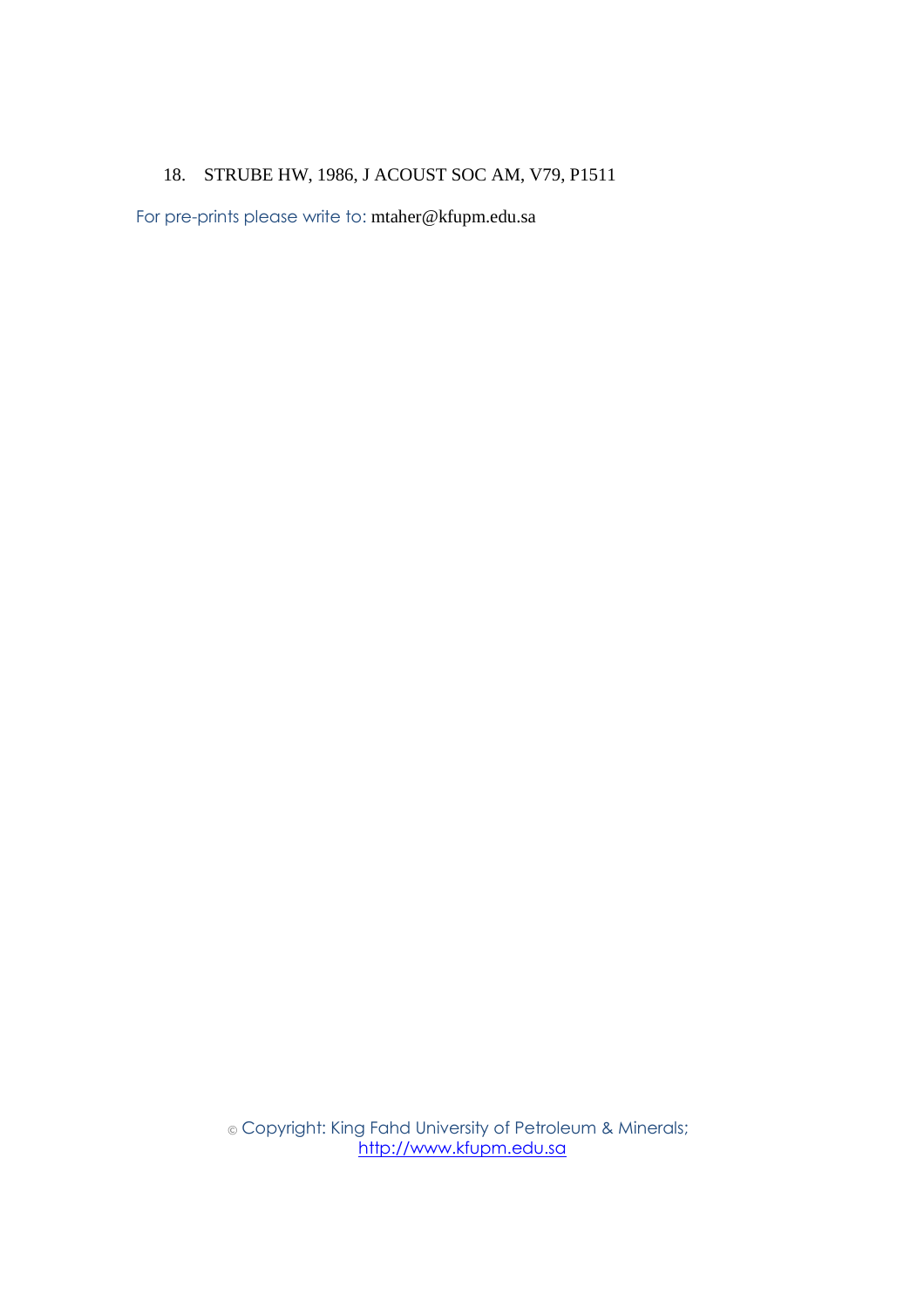18. STRUBE HW, 1986, J ACOUST SOC AM, V79, P1511

For pre-prints please write to: mtaher@kfupm.edu.sa

© Copyright: King Fahd University of Petroleum & Minerals; http://www.kfupm.edu.sa